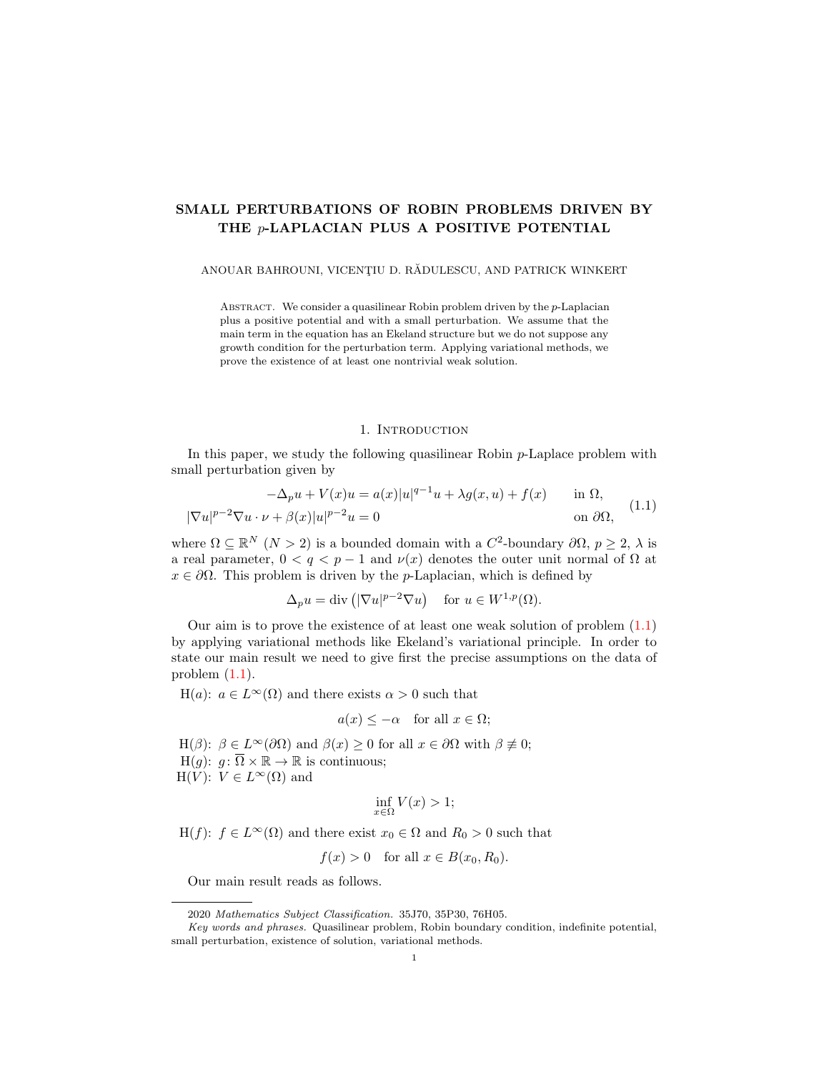# SMALL PERTURBATIONS OF ROBIN PROBLEMS DRIVEN BY THE $p$-LAPLACIAN PLUS A POSITIVE POTENTIAL

ANOUAR BAHROUNI, VICENŢIU D. RĂDULESCU, AND PATRICK WINKERT

Abstract. We consider a quasilinear Robin problem driven by the $p$-Laplacian plus a positive potential and with a small perturbation. We assume that the main term in the equation has an Ekeland structure but we do not suppose any growth condition for the perturbation term. Applying variational methods, we prove the existence of at least one nontrivial weak solution.

## 1. Introduction

In this paper, we study the following quasilinear Robin $p$-Laplace problem with small perturbation given by

$$
\begin{aligned}
-\Delta_p u + V(x)u &= a(x)|u|^{q-1}u + \lambda g(x,u) + f(x) \qquad && \text{in } \Omega,\\
|\nabla u|^{p-2}\nabla u \cdot \nu + \beta(x)|u|^{p-2}u &= 0 && \text{on } \partial\Omega,
\end{aligned}
\tag{1.1}
$$

where $\Omega \subseteq \mathbb{R}^N$ $(N > 2)$ is a bounded domain with a $C^2$-boundary $\partial\Omega$, $p \geq 2$, $\lambda$ is a real parameter, $0 < q < p-1$ and $\nu(x)$ denotes the outer unit normal of $\Omega$ at $x \in \partial\Omega$. This problem is driven by the $p$-Laplacian, which is defined by

$$
\Delta_p u = \operatorname{div}\left(|\nabla u|^{p-2}\nabla u\right) \quad \text{for } u \in W^{1,p}(\Omega).
$$

Our aim is to prove the existence of at least one weak solution of problem (1.1) by applying variational methods like Ekeland's variational principle. In order to state our main result we need to give first the precise assumptions on the data of problem (1.1).

H($a$): $a \in L^\infty(\Omega)$ and there exists $\alpha > 0$ such that

$$
a(x) \leq -\alpha \quad \text{for all } x \in \Omega;
$$

H($\beta$): $\beta \in L^\infty(\partial\Omega)$ and $\beta(x) \geq 0$ for all $x \in \partial\Omega$ with $\beta \not\equiv 0$;

H($g$): $g \colon \overline{\Omega} \times \mathbb{R} \to \mathbb{R}$ is continuous;

H($V$): $V \in L^\infty(\Omega)$ and

$$
\inf_{x \in \Omega} V(x) > 1;
$$

H($f$): $f \in L^\infty(\Omega)$ and there exist $x_0 \in \Omega$ and $R_0 > 0$ such that

$$
f(x) > 0 \quad \text{for all } x \in B(x_0, R_0).
$$

Our main result reads as follows.

---

2020 *Mathematics Subject Classification.* 35J70, 35P30, 76H05.

*Key words and phrases.* Quasilinear problem, Robin boundary condition, indefinite potential, small perturbation, existence of solution, variational methods.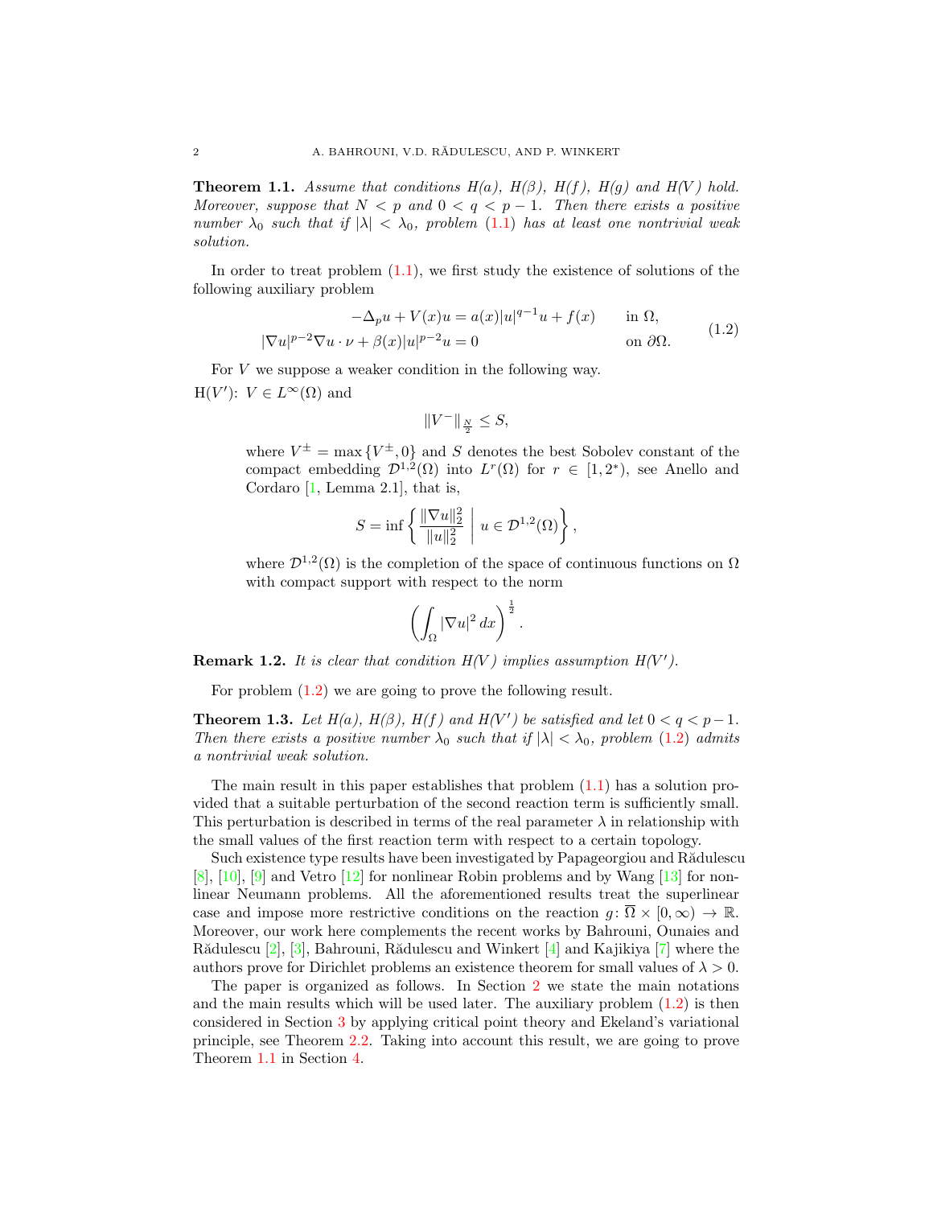**Theorem 1.1.** *Assume that conditions H(a), H(β), H(f), H(g) and H(V) hold. Moreover, suppose that $N < p$ and $0 < q < p-1$. Then there exists a positive number $\lambda_0$ such that if $|\lambda| < \lambda_0$, problem (1.1) has at least one nontrivial weak solution.*

In order to treat problem (1.1), we first study the existence of solutions of the following auxiliary problem

$$
\begin{aligned}
-\Delta_p u + V(x)u &= a(x)|u|^{q-1}u + f(x) \qquad && \text{in } \Omega, \\
|\nabla u|^{p-2}\nabla u \cdot \nu + \beta(x)|u|^{p-2}u &= 0 && \text{on } \partial\Omega.
\end{aligned}
\tag{1.2}
$$

For $V$ we suppose a weaker condition in the following way.

H($V'$): $V \in L^\infty(\Omega)$ and

$$
\|V^-\|_{\frac{N}{2}} \leq S,
$$

where $V^\pm = \max\{V^\pm, 0\}$ and $S$ denotes the best Sobolev constant of the compact embedding $\mathcal{D}^{1,2}(\Omega)$ into $L^r(\Omega)$ for $r \in [1, 2^*)$, see Anello and Cordaro [1, Lemma 2.1], that is,

$$
S = \inf\left\{ \frac{\|\nabla u\|_2^2}{\|u\|_2^2} \;\middle|\; u \in \mathcal{D}^{1,2}(\Omega) \right\},
$$

where $\mathcal{D}^{1,2}(\Omega)$ is the completion of the space of continuous functions on $\Omega$ with compact support with respect to the norm

$$
\left( \int_\Omega |\nabla u|^2 \, dx \right)^{\frac{1}{2}}.
$$

**Remark 1.2.** *It is clear that condition H(V) implies assumption H($V'$).*

For problem (1.2) we are going to prove the following result.

**Theorem 1.3.** *Let H(a), H(β), H(f) and H($V'$) be satisfied and let $0 < q < p-1$. Then there exists a positive number $\lambda_0$ such that if $|\lambda| < \lambda_0$, problem (1.2) admits a nontrivial weak solution.*

The main result in this paper establishes that problem (1.1) has a solution provided that a suitable perturbation of the second reaction term is sufficiently small. This perturbation is described in terms of the real parameter $\lambda$ in relationship with the small values of the first reaction term with respect to a certain topology.

Such existence type results have been investigated by Papageorgiou and Rădulescu [8], [10], [9] and Vetro [12] for nonlinear Robin problems and by Wang [13] for nonlinear Neumann problems. All the aforementioned results treat the superlinear case and impose more restrictive conditions on the reaction $g\colon \overline{\Omega} \times [0,\infty) \to \mathbb{R}$. Moreover, our work here complements the recent works by Bahrouni, Ounaies and Rădulescu [2], [3], Bahrouni, Rădulescu and Winkert [4] and Kajikiya [7] where the authors prove for Dirichlet problems an existence theorem for small values of $\lambda > 0$.

The paper is organized as follows. In Section 2 we state the main notations and the main results which will be used later. The auxiliary problem (1.2) is then considered in Section 3 by applying critical point theory and Ekeland's variational principle, see Theorem 2.2. Taking into account this result, we are going to prove Theorem 1.1 in Section 4.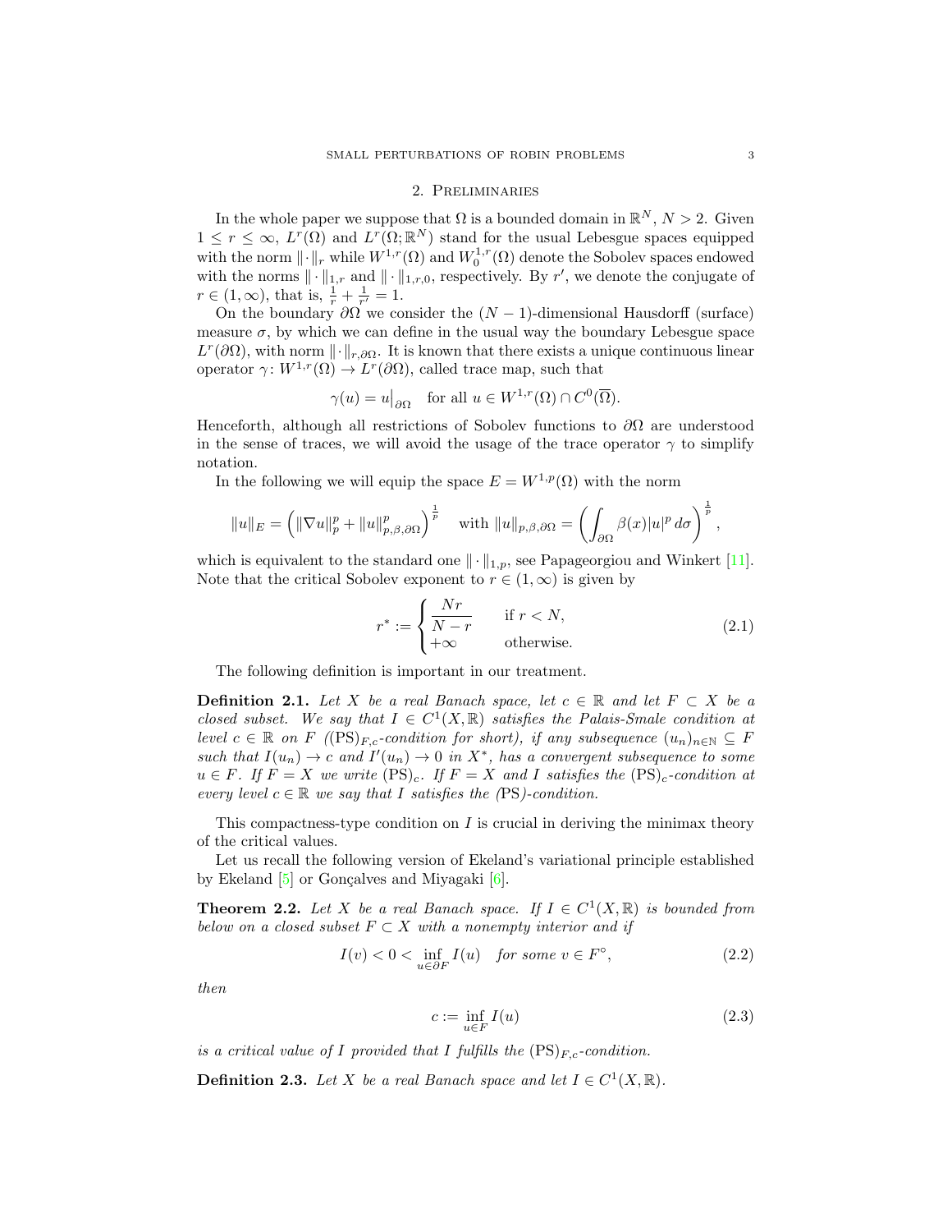## 2. Preliminaries

In the whole paper we suppose that $\Omega$ is a bounded domain in $\mathbb{R}^N$, $N > 2$. Given $1 \leq r \leq \infty$, $L^r(\Omega)$ and $L^r(\Omega;\mathbb{R}^N)$ stand for the usual Lebesgue spaces equipped with the norm $\|\cdot\|_r$ while $W^{1,r}(\Omega)$ and $W_0^{1,r}(\Omega)$ denote the Sobolev spaces endowed with the norms $\|\cdot\|_{1,r}$ and $\|\cdot\|_{1,r,0}$, respectively. By $r'$, we denote the conjugate of $r \in (1,\infty)$, that is, $\frac{1}{r}+\frac{1}{r'}=1$.

On the boundary $\partial\Omega$ we consider the $(N-1)$-dimensional Hausdorff (surface) measure $\sigma$, by which we can define in the usual way the boundary Lebesgue space $L^r(\partial\Omega)$, with norm $\|\cdot\|_{r,\partial\Omega}$. It is known that there exists a unique continuous linear operator $\gamma\colon W^{1,r}(\Omega) \to L^r(\partial\Omega)$, called trace map, such that

$$\gamma(u) = u\big|_{\partial\Omega} \quad \text{for all } u \in W^{1,r}(\Omega) \cap C^0(\overline{\Omega}).$$

Henceforth, although all restrictions of Sobolev functions to $\partial\Omega$ are understood in the sense of traces, we will avoid the usage of the trace operator $\gamma$ to simplify notation.

In the following we will equip the space $E = W^{1,p}(\Omega)$ with the norm

$$\|u\|_E = \left(\|\nabla u\|_p^p + \|u\|_{p,\beta,\partial\Omega}^p\right)^{\frac{1}{p}} \quad \text{with } \|u\|_{p,\beta,\partial\Omega} = \left(\int_{\partial\Omega} \beta(x)|u|^p \, d\sigma\right)^{\frac{1}{p}},$$

which is equivalent to the standard one $\|\cdot\|_{1,p}$, see Papageorgiou and Winkert [11]. Note that the critical Sobolev exponent to $r \in (1,\infty)$ is given by

$$r^* := \begin{cases} \dfrac{Nr}{N-r} & \text{if } r < N, \\ +\infty & \text{otherwise.} \end{cases} \tag{2.1}$$

The following definition is important in our treatment.

**Definition 2.1.** *Let $X$ be a real Banach space, let $c \in \mathbb{R}$ and let $F \subset X$ be a closed subset. We say that $I \in C^1(X,\mathbb{R})$ satisfies the Palais-Smale condition at level $c \in \mathbb{R}$ on $F$ ($(\mathrm{PS})_{F,c}$-condition for short), if any subsequence $(u_n)_{n\in\mathbb{N}} \subseteq F$ such that $I(u_n) \to c$ and $I'(u_n) \to 0$ in $X^*$, has a convergent subsequence to some $u \in F$. If $F = X$ we write $(\mathrm{PS})_c$. If $F = X$ and $I$ satisfies the $(\mathrm{PS})_c$-condition at every level $c \in \mathbb{R}$ we say that $I$ satisfies the (PS)-condition.*

This compactness-type condition on $I$ is crucial in deriving the minimax theory of the critical values.

Let us recall the following version of Ekeland's variational principle established by Ekeland [5] or Gonçalves and Miyagaki [6].

**Theorem 2.2.** *Let $X$ be a real Banach space. If $I \in C^1(X,\mathbb{R})$ is bounded from below on a closed subset $F \subset X$ with a nonempty interior and if*

$$I(v) < 0 < \inf_{u \in \partial F} I(u) \quad \text{for some } v \in F^\circ, \tag{2.2}$$

*then*

$$c := \inf_{u \in F} I(u) \tag{2.3}$$

*is a critical value of $I$ provided that $I$ fulfills the $(\mathrm{PS})_{F,c}$-condition.*

**Definition 2.3.** *Let $X$ be a real Banach space and let $I \in C^1(X,\mathbb{R})$.*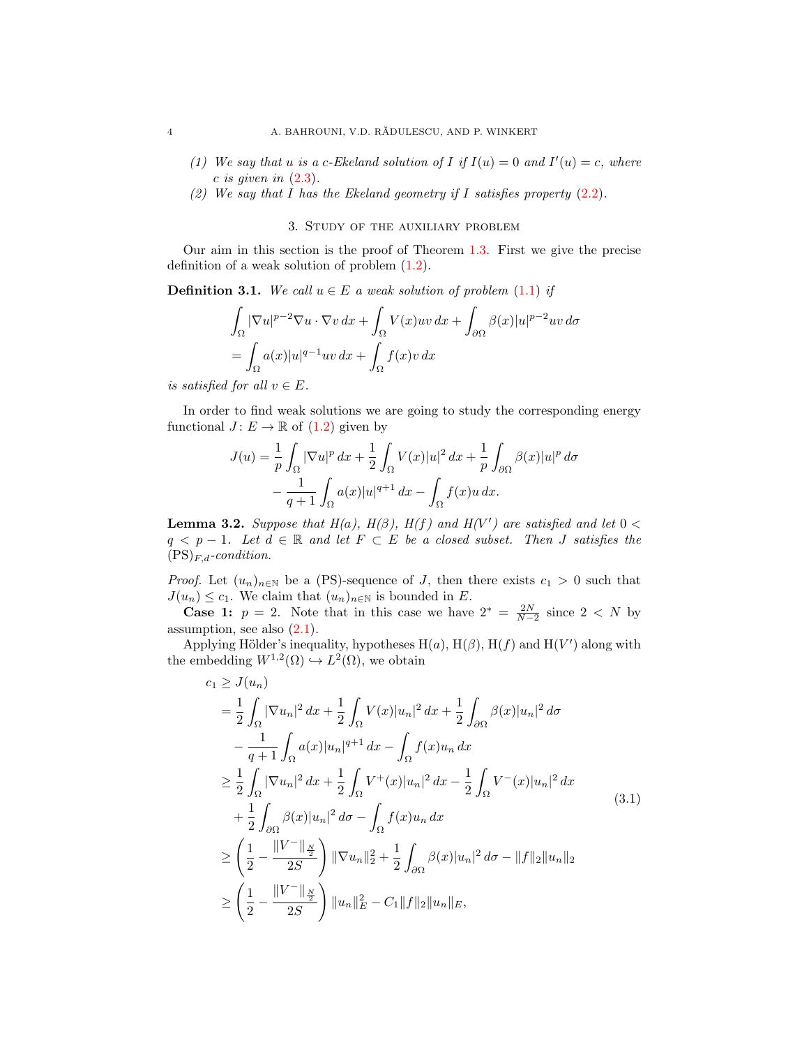(1) *We say that $u$ is a $c$-Ekeland solution of $I$ if $I(u) = 0$ and $I'(u) = c$, where $c$ is given in (2.3).*
(2) *We say that $I$ has the Ekeland geometry if $I$ satisfies property (2.2).*

## 3. Study of the auxiliary problem

Our aim in this section is the proof of Theorem 1.3. First we give the precise definition of a weak solution of problem (1.2).

**Definition 3.1.** *We call $u \in E$ a weak solution of problem (1.1) if*

$$\int_\Omega |\nabla u|^{p-2}\nabla u \cdot \nabla v \, dx + \int_\Omega V(x)uv\, dx + \int_{\partial\Omega} \beta(x)|u|^{p-2}uv\, d\sigma$$
$$= \int_\Omega a(x)|u|^{q-1}uv\, dx + \int_\Omega f(x)v\, dx$$

*is satisfied for all $v \in E$.*

In order to find weak solutions we are going to study the corresponding energy functional $J \colon E \to \mathbb{R}$ of (1.2) given by

$$J(u) = \frac{1}{p}\int_\Omega |\nabla u|^p\, dx + \frac{1}{2}\int_\Omega V(x)|u|^2\, dx + \frac{1}{p}\int_{\partial\Omega} \beta(x)|u|^p\, d\sigma$$
$$- \frac{1}{q+1}\int_\Omega a(x)|u|^{q+1}\, dx - \int_\Omega f(x)u\, dx.$$

**Lemma 3.2.** *Suppose that $H(a)$, $H(\beta)$, $H(f)$ and $H(V')$ are satisfied and let $0 < q < p-1$. Let $d \in \mathbb{R}$ and let $F \subset E$ be a closed subset. Then $J$ satisfies the $(\mathrm{PS})_{F,d}$-condition.*

*Proof.* Let $(u_n)_{n\in\mathbb{N}}$ be a (PS)-sequence of $J$, then there exists $c_1 > 0$ such that $J(u_n) \leq c_1$. We claim that $(u_n)_{n\in\mathbb{N}}$ is bounded in $E$.

**Case 1:** $p = 2$. Note that in this case we have $2^* = \frac{2N}{N-2}$ since $2 < N$ by assumption, see also (2.1).

Applying Hölder's inequality, hypotheses $\mathrm{H}(a)$, $\mathrm{H}(\beta)$, $\mathrm{H}(f)$ and $\mathrm{H}(V')$ along with the embedding $W^{1,2}(\Omega) \hookrightarrow L^2(\Omega)$, we obtain

$$\begin{aligned}
c_1 &\geq J(u_n) \\
&= \frac{1}{2}\int_\Omega |\nabla u_n|^2\, dx + \frac{1}{2}\int_\Omega V(x)|u_n|^2\, dx + \frac{1}{2}\int_{\partial\Omega} \beta(x)|u_n|^2\, d\sigma \\
&\quad - \frac{1}{q+1}\int_\Omega a(x)|u_n|^{q+1}\, dx - \int_\Omega f(x)u_n\, dx \\
&\geq \frac{1}{2}\int_\Omega |\nabla u_n|^2\, dx + \frac{1}{2}\int_\Omega V^+(x)|u_n|^2\, dx - \frac{1}{2}\int_\Omega V^-(x)|u_n|^2\, dx \\
&\quad + \frac{1}{2}\int_{\partial\Omega} \beta(x)|u_n|^2\, d\sigma - \int_\Omega f(x)u_n\, dx \\
&\geq \left(\frac{1}{2} - \frac{\|V^-\|_{\frac{N}{2}}}{2S}\right)\|\nabla u_n\|_2^2 + \frac{1}{2}\int_{\partial\Omega} \beta(x)|u_n|^2\, d\sigma - \|f\|_2\|u_n\|_2 \\
&\geq \left(\frac{1}{2} - \frac{\|V^-\|_{\frac{N}{2}}}{2S}\right)\|u_n\|_E^2 - C_1\|f\|_2\|u_n\|_E,
\end{aligned} \tag{3.1}$$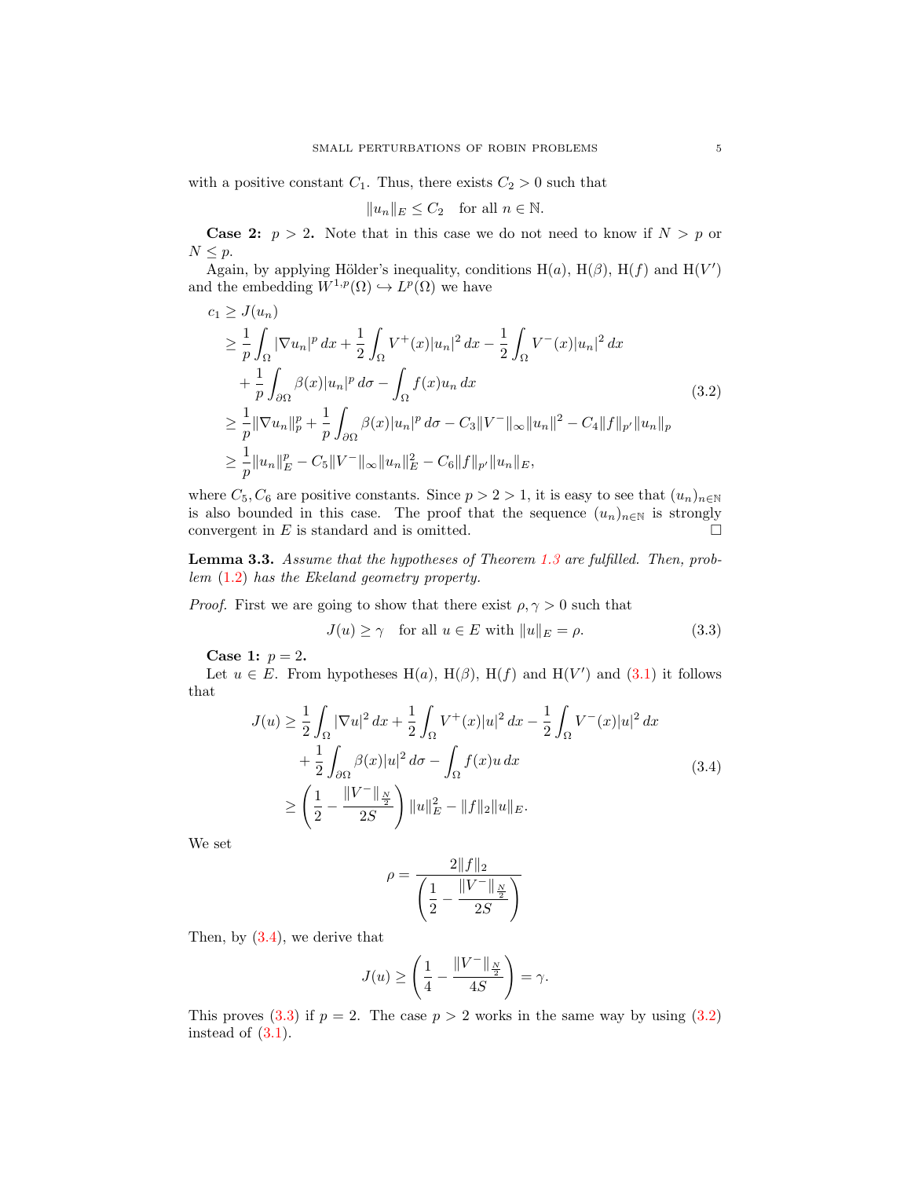with a positive constant $C_1$. Thus, there exists $C_2 > 0$ such that

$$\|u_n\|_E \leq C_2 \quad \text{for all } n \in \mathbb{N}.$$

**Case 2:** $p > 2$**.** Note that in this case we do not need to know if $N > p$ or $N \leq p$.

Again, by applying Hölder's inequality, conditions H($a$), H($\beta$), H($f$) and H($V'$) and the embedding $W^{1,p}(\Omega) \hookrightarrow L^p(\Omega)$ we have

$$\begin{aligned}
c_1 &\geq J(u_n) \\
&\geq \frac{1}{p}\int_\Omega |\nabla u_n|^p \, dx + \frac{1}{2}\int_\Omega V^+(x)|u_n|^2 \, dx - \frac{1}{2}\int_\Omega V^-(x)|u_n|^2 \, dx \\
&\quad + \frac{1}{p}\int_{\partial\Omega} \beta(x)|u_n|^p \, d\sigma - \int_\Omega f(x) u_n \, dx \\
&\geq \frac{1}{p}\|\nabla u_n\|_p^p + \frac{1}{p}\int_{\partial\Omega} \beta(x)|u_n|^p \, d\sigma - C_3\|V^-\|_\infty \|u_n\|^2 - C_4\|f\|_{p'}\|u_n\|_p \\
&\geq \frac{1}{p}\|u_n\|_E^p - C_5\|V^-\|_\infty\|u_n\|_E^2 - C_6\|f\|_{p'}\|u_n\|_E,
\end{aligned} \tag{3.2}$$

where $C_5, C_6$ are positive constants. Since $p > 2 > 1$, it is easy to see that $(u_n)_{n\in\mathbb{N}}$ is also bounded in this case. The proof that the sequence $(u_n)_{n\in\mathbb{N}}$ is strongly convergent in $E$ is standard and is omitted. $\square$

**Lemma 3.3.** *Assume that the hypotheses of Theorem 1.3 are fulfilled. Then, problem (1.2) has the Ekeland geometry property.*

*Proof.* First we are going to show that there exist $\rho, \gamma > 0$ such that

$$J(u) \geq \gamma \quad \text{for all } u \in E \text{ with } \|u\|_E = \rho. \tag{3.3}$$

**Case 1:** $p = 2$**.**

Let $u \in E$. From hypotheses H($a$), H($\beta$), H($f$) and H($V'$) and (3.1) it follows that

$$\begin{aligned}
J(u) &\geq \frac{1}{2}\int_\Omega |\nabla u|^2 \, dx + \frac{1}{2}\int_\Omega V^+(x)|u|^2 \, dx - \frac{1}{2}\int_\Omega V^-(x)|u|^2 \, dx \\
&\quad + \frac{1}{2}\int_{\partial\Omega} \beta(x)|u|^2 \, d\sigma - \int_\Omega f(x) u \, dx \\
&\geq \left(\frac{1}{2} - \frac{\|V^-\|_{\frac{N}{2}}}{2S}\right)\|u\|_E^2 - \|f\|_2\|u\|_E.
\end{aligned} \tag{3.4}$$

We set

$$\rho = \frac{2\|f\|_2}{\left(\dfrac{1}{2} - \dfrac{\|V^-\|_{\frac{N}{2}}}{2S}\right)}$$

Then, by (3.4), we derive that

$$J(u) \geq \left(\frac{1}{4} - \frac{\|V^-\|_{\frac{N}{2}}}{4S}\right) = \gamma.$$

This proves (3.3) if $p = 2$. The case $p > 2$ works in the same way by using (3.2) instead of (3.1).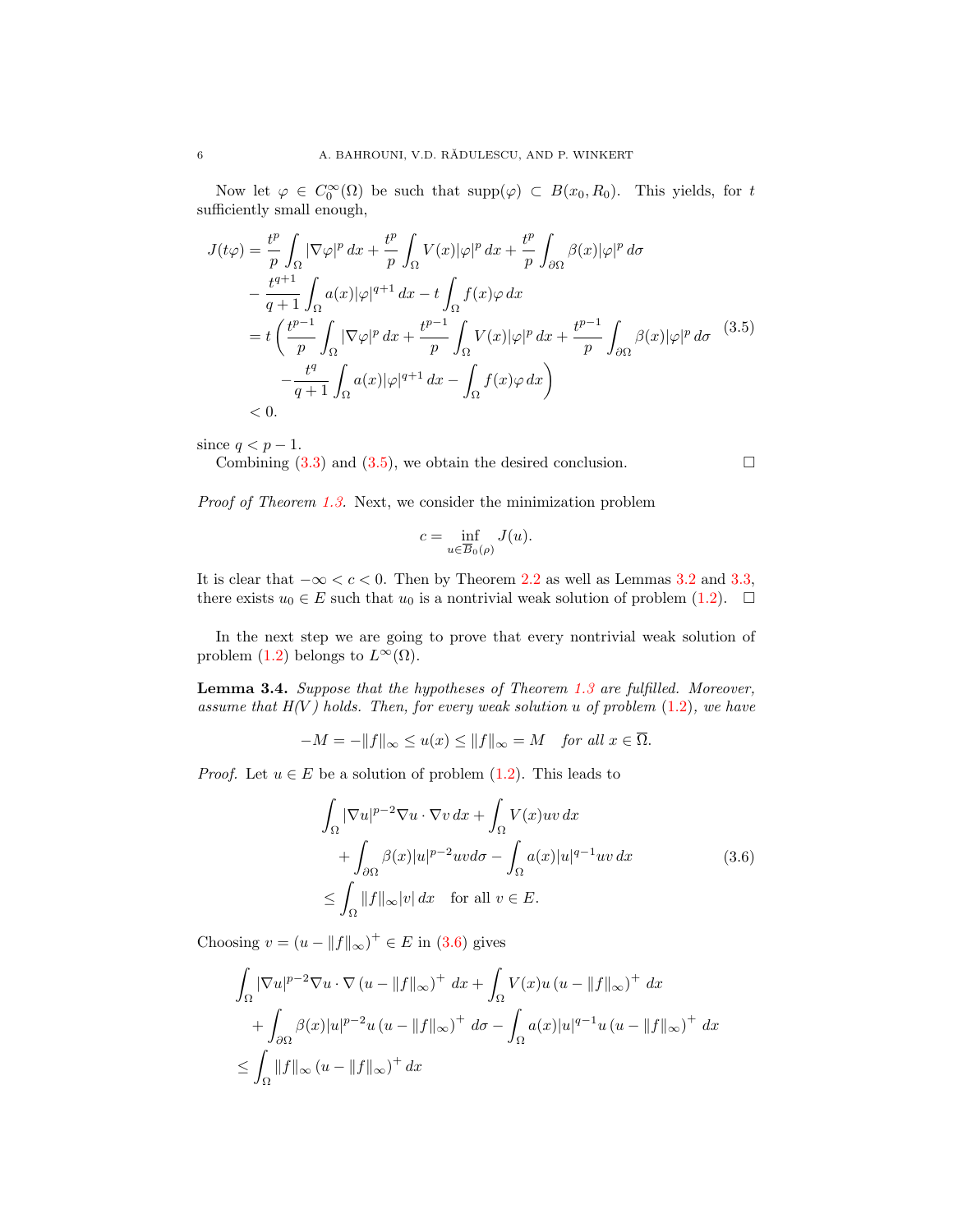Now let $\varphi \in C_0^\infty(\Omega)$ be such that $\operatorname{supp}(\varphi) \subset B(x_0, R_0)$. This yields, for $t$ sufficiently small enough,

$$
\begin{aligned}
J(t\varphi) &= \frac{t^p}{p}\int_\Omega |\nabla \varphi|^p\,dx + \frac{t^p}{p}\int_\Omega V(x)|\varphi|^p\,dx + \frac{t^p}{p}\int_{\partial\Omega} \beta(x)|\varphi|^p\,d\sigma \\
&\quad - \frac{t^{q+1}}{q+1}\int_\Omega a(x)|\varphi|^{q+1}\,dx - t\int_\Omega f(x)\varphi\,dx \\
&= t\left(\frac{t^{p-1}}{p}\int_\Omega |\nabla \varphi|^p\,dx + \frac{t^{p-1}}{p}\int_\Omega V(x)|\varphi|^p\,dx + \frac{t^{p-1}}{p}\int_{\partial\Omega} \beta(x)|\varphi|^p\,d\sigma\right. \\
&\quad \left. - \frac{t^q}{q+1}\int_\Omega a(x)|\varphi|^{q+1}\,dx - \int_\Omega f(x)\varphi\,dx\right) \\
&< 0.
\end{aligned}
\tag{3.5}
$$

since $q < p-1$.

Combining (3.3) and (3.5), we obtain the desired conclusion. $\square$

*Proof of Theorem 1.3.* Next, we consider the minimization problem

$$
c = \inf_{u \in \overline{B}_0(\rho)} J(u).
$$

It is clear that $-\infty < c < 0$. Then by Theorem 2.2 as well as Lemmas 3.2 and 3.3, there exists $u_0 \in E$ such that $u_0$ is a nontrivial weak solution of problem (1.2). $\square$

In the next step we are going to prove that every nontrivial weak solution of problem (1.2) belongs to $L^\infty(\Omega)$.

**Lemma 3.4.** *Suppose that the hypotheses of Theorem 1.3 are fulfilled. Moreover, assume that $H(V)$ holds. Then, for every weak solution $u$ of problem (1.2), we have*

$$
-M = -\|f\|_\infty \le u(x) \le \|f\|_\infty = M \quad \text{for all } x \in \overline{\Omega}.
$$

*Proof.* Let $u \in E$ be a solution of problem (1.2). This leads to

$$
\begin{aligned}
&\int_\Omega |\nabla u|^{p-2}\nabla u \cdot \nabla v\,dx + \int_\Omega V(x)uv\,dx \\
&\quad + \int_{\partial\Omega} \beta(x)|u|^{p-2}uv\,d\sigma - \int_\Omega a(x)|u|^{q-1}uv\,dx \\
&\le \int_\Omega \|f\|_\infty |v|\,dx \quad \text{for all } v \in E.
\end{aligned}
\tag{3.6}
$$

Choosing $v = (u - \|f\|_\infty)^+ \in E$ in (3.6) gives

$$
\begin{aligned}
&\int_\Omega |\nabla u|^{p-2}\nabla u \cdot \nabla\left(u - \|f\|_\infty\right)^+\,dx + \int_\Omega V(x)u\left(u - \|f\|_\infty\right)^+\,dx \\
&\quad + \int_{\partial\Omega} \beta(x)|u|^{p-2}u\left(u - \|f\|_\infty\right)^+\,d\sigma - \int_\Omega a(x)|u|^{q-1}u\left(u - \|f\|_\infty\right)^+\,dx \\
&\le \int_\Omega \|f\|_\infty \left(u - \|f\|_\infty\right)^+\,dx
\end{aligned}
$$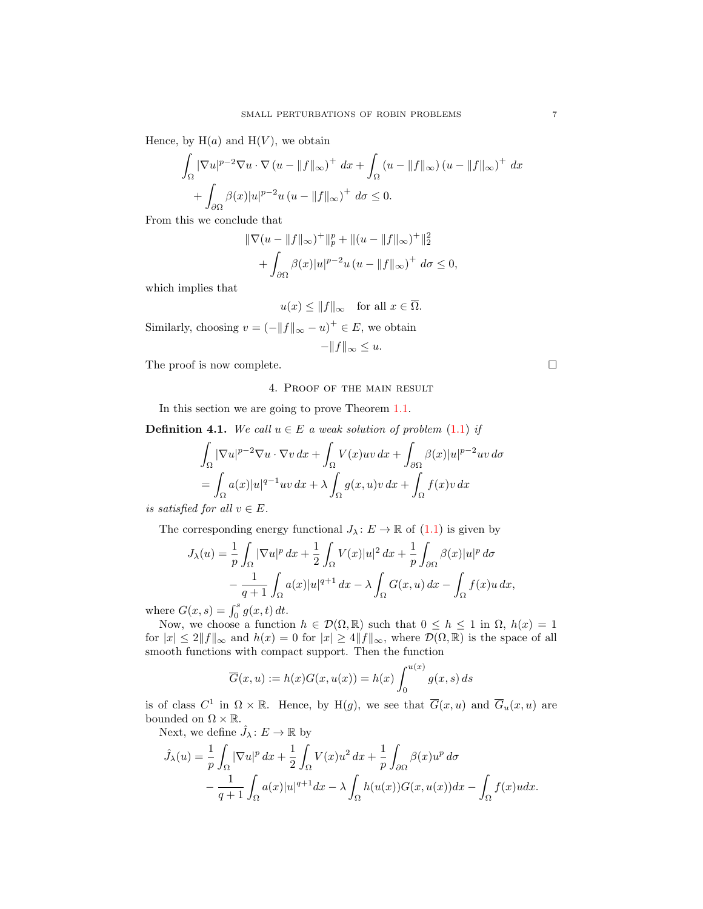Hence, by H$(a)$ and H$(V)$, we obtain

$$\int_\Omega |\nabla u|^{p-2}\nabla u \cdot \nabla \left(u - \|f\|_\infty\right)^+ \, dx + \int_\Omega \left(u - \|f\|_\infty\right)\left(u - \|f\|_\infty\right)^+ \, dx$$
$$+ \int_{\partial\Omega} \beta(x)|u|^{p-2}u \left(u - \|f\|_\infty\right)^+ \, d\sigma \leq 0.$$

From this we conclude that

$$\|\nabla(u - \|f\|_\infty)^+\|_p^p + \|(u - \|f\|_\infty)^+\|_2^2$$
$$+ \int_{\partial\Omega} \beta(x)|u|^{p-2}u \left(u - \|f\|_\infty\right)^+ \, d\sigma \leq 0,$$

which implies that

$$u(x) \leq \|f\|_\infty \quad \text{for all } x \in \overline{\Omega}.$$

Similarly, choosing $v = (-\|f\|_\infty - u)^+ \in E$, we obtain

$$-\|f\|_\infty \leq u.$$

The proof is now complete. $\square$

## 4. Proof of the main result

In this section we are going to prove Theorem 1.1.

**Definition 4.1.** *We call $u \in E$ a weak solution of problem (1.1) if*

$$\int_\Omega |\nabla u|^{p-2}\nabla u \cdot \nabla v \, dx + \int_\Omega V(x)uv \, dx + \int_{\partial\Omega} \beta(x)|u|^{p-2}uv \, d\sigma$$
$$= \int_\Omega a(x)|u|^{q-1}uv \, dx + \lambda \int_\Omega g(x,u)v \, dx + \int_\Omega f(x)v \, dx$$

*is satisfied for all $v \in E$.*

The corresponding energy functional $J_\lambda \colon E \to \mathbb{R}$ of (1.1) is given by

$$J_\lambda(u) = \frac{1}{p}\int_\Omega |\nabla u|^p \, dx + \frac{1}{2}\int_\Omega V(x)|u|^2 \, dx + \frac{1}{p}\int_{\partial\Omega} \beta(x)|u|^p \, d\sigma$$
$$- \frac{1}{q+1}\int_\Omega a(x)|u|^{q+1} \, dx - \lambda \int_\Omega G(x,u) \, dx - \int_\Omega f(x)u \, dx,$$

where $G(x,s) = \int_0^s g(x,t) \, dt$.

Now, we choose a function $h \in \mathcal{D}(\Omega, \mathbb{R})$ such that $0 \leq h \leq 1$ in $\Omega$, $h(x) = 1$ for $|x| \leq 2\|f\|_\infty$ and $h(x) = 0$ for $|x| \geq 4\|f\|_\infty$, where $\mathcal{D}(\Omega, \mathbb{R})$ is the space of all smooth functions with compact support. Then the function

$$\overline{G}(x,u) := h(x)G(x,u(x)) = h(x)\int_0^{u(x)} g(x,s) \, ds$$

is of class $C^1$ in $\Omega \times \mathbb{R}$. Hence, by H$(g)$, we see that $\overline{G}(x,u)$ and $\overline{G}_u(x,u)$ are bounded on $\Omega \times \mathbb{R}$.

Next, we define $\hat{J}_\lambda \colon E \to \mathbb{R}$ by

$$\hat{J}_\lambda(u) = \frac{1}{p}\int_\Omega |\nabla u|^p \, dx + \frac{1}{2}\int_\Omega V(x)u^2 \, dx + \frac{1}{p}\int_{\partial\Omega} \beta(x)u^p \, d\sigma$$
$$- \frac{1}{q+1}\int_\Omega a(x)|u|^{q+1} dx - \lambda \int_\Omega h(u(x))G(x,u(x)) dx - \int_\Omega f(x)u dx.$$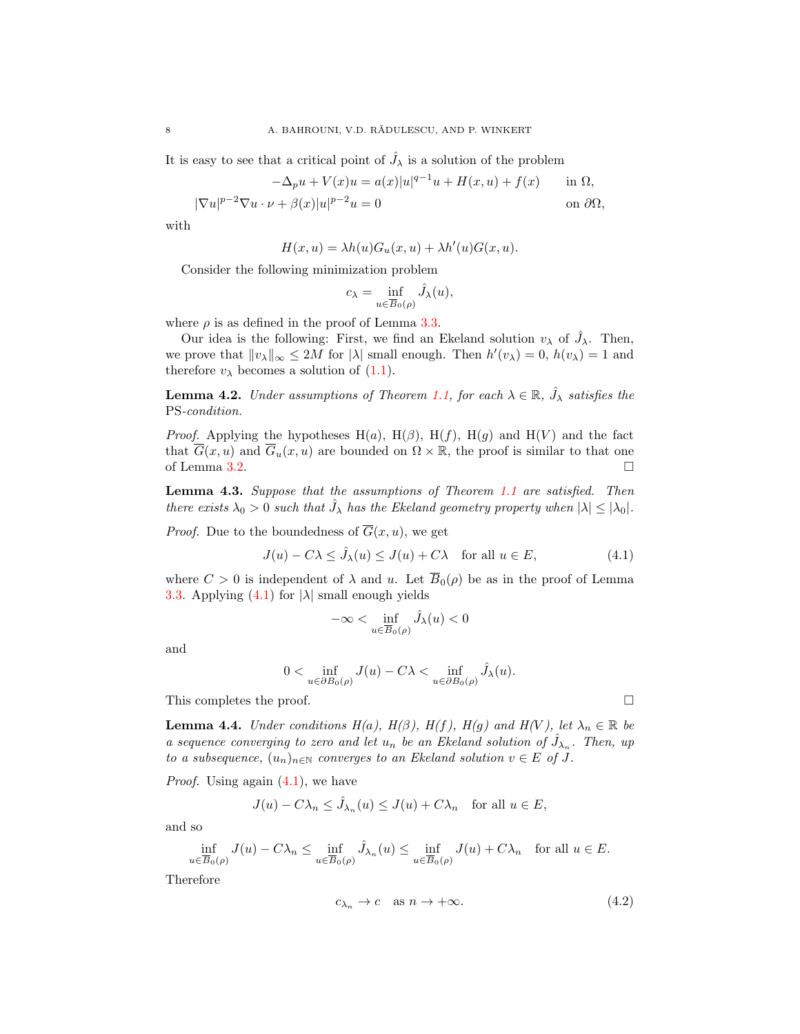It is easy to see that a critical point of $\hat{J}_\lambda$ is a solution of the problem

$$
\begin{aligned}
-\Delta_p u + V(x)u &= a(x)|u|^{q-1}u + H(x,u) + f(x) && \text{in } \Omega,\\
|\nabla u|^{p-2}\nabla u \cdot \nu + \beta(x)|u|^{p-2}u &= 0 && \text{on } \partial\Omega,
\end{aligned}
$$

with

$$
H(x,u) = \lambda h(u) G_u(x,u) + \lambda h'(u) G(x,u).
$$

Consider the following minimization problem

$$
c_\lambda = \inf_{u \in \overline{B}_0(\rho)} \hat{J}_\lambda(u),
$$

where $\rho$ is as defined in the proof of Lemma 3.3.

Our idea is the following: First, we find an Ekeland solution $v_\lambda$ of $\hat{J}_\lambda$. Then, we prove that $\|v_\lambda\|_\infty \leq 2M$ for $|\lambda|$ small enough. Then $h'(v_\lambda) = 0$, $h(v_\lambda) = 1$ and therefore $v_\lambda$ becomes a solution of (1.1).

**Lemma 4.2.** *Under assumptions of Theorem 1.1, for each $\lambda \in \mathbb{R}$, $\hat{J}_\lambda$ satisfies the* PS-*condition.*

*Proof.* Applying the hypotheses H($a$), H($\beta$), H($f$), H($g$) and H($V$) and the fact that $\overline{G}(x,u)$ and $\overline{G}_u(x,u)$ are bounded on $\Omega \times \mathbb{R}$, the proof is similar to that one of Lemma 3.2. $\square$

**Lemma 4.3.** *Suppose that the assumptions of Theorem 1.1 are satisfied. Then there exists $\lambda_0 > 0$ such that $\hat{J}_\lambda$ has the Ekeland geometry property when $|\lambda| \leq |\lambda_0|$.*

*Proof.* Due to the boundedness of $\overline{G}(x,u)$, we get

$$
J(u) - C\lambda \leq \hat{J}_\lambda(u) \leq J(u) + C\lambda \quad \text{for all } u \in E, \tag{4.1}
$$

where $C > 0$ is independent of $\lambda$ and $u$. Let $\overline{B}_0(\rho)$ be as in the proof of Lemma 3.3. Applying (4.1) for $|\lambda|$ small enough yields

$$
-\infty < \inf_{u \in \overline{B}_0(\rho)} \hat{J}_\lambda(u) < 0
$$

and

$$
0 < \inf_{u \in \partial B_0(\rho)} J(u) - C\lambda < \inf_{u \in \partial B_0(\rho)} \hat{J}_\lambda(u).
$$

This completes the proof. $\square$

**Lemma 4.4.** *Under conditions H($a$), H($\beta$), H($f$), H($g$) and H($V$), let $\lambda_n \in \mathbb{R}$ be a sequence converging to zero and let $u_n$ be an Ekeland solution of $\hat{J}_{\lambda_n}$. Then, up to a subsequence, $(u_n)_{n\in\mathbb{N}}$ converges to an Ekeland solution $v \in E$ of $J$.*

*Proof.* Using again (4.1), we have

$$
J(u) - C\lambda_n \leq \hat{J}_{\lambda_n}(u) \leq J(u) + C\lambda_n \quad \text{for all } u \in E,
$$

and so

$$
\inf_{u \in \overline{B}_0(\rho)} J(u) - C\lambda_n \leq \inf_{u \in \overline{B}_0(\rho)} \hat{J}_{\lambda_n}(u) \leq \inf_{u \in \overline{B}_0(\rho)} J(u) + C\lambda_n \quad \text{for all } u \in E.
$$

Therefore

$$
c_{\lambda_n} \to c \quad \text{as } n \to +\infty. \tag{4.2}
$$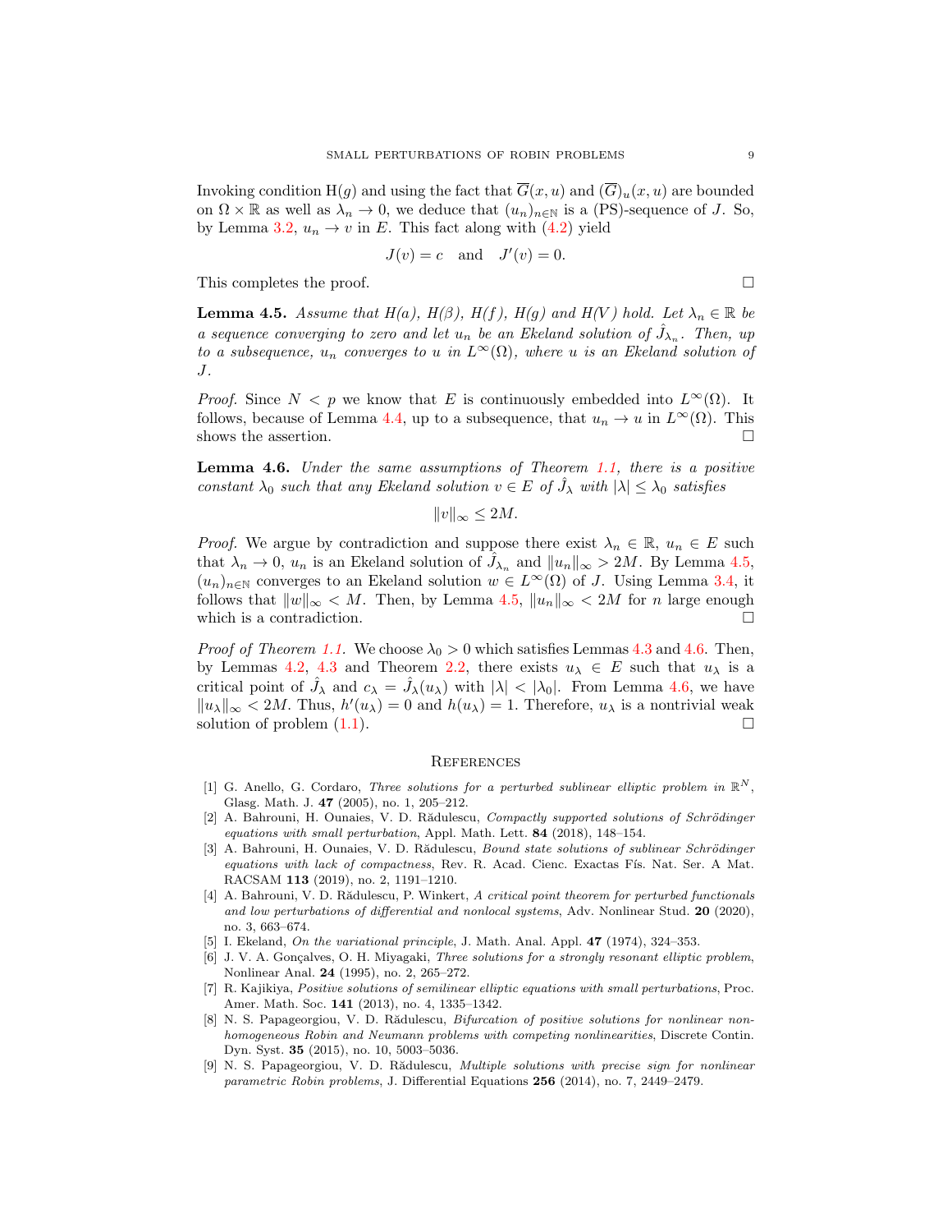Invoking condition H($g$) and using the fact that $\overline{G}(x,u)$ and $(\overline{G})_u(x,u)$ are bounded on $\Omega \times \mathbb{R}$ as well as $\lambda_n \to 0$, we deduce that $(u_n)_{n\in\mathbb{N}}$ is a (PS)-sequence of $J$. So, by Lemma 3.2, $u_n \to v$ in $E$. This fact along with (4.2) yield

$$J(v) = c \quad \text{and} \quad J'(v) = 0.$$

This completes the proof. □

**Lemma 4.5.** *Assume that H(a), H(β), H(f), H(g) and H(V) hold. Let $\lambda_n \in \mathbb{R}$ be a sequence converging to zero and let $u_n$ be an Ekeland solution of $\hat{J}_{\lambda_n}$. Then, up to a subsequence, $u_n$ converges to $u$ in $L^\infty(\Omega)$, where $u$ is an Ekeland solution of $J$.*

*Proof.* Since $N < p$ we know that $E$ is continuously embedded into $L^\infty(\Omega)$. It follows, because of Lemma 4.4, up to a subsequence, that $u_n \to u$ in $L^\infty(\Omega)$. This shows the assertion. □

**Lemma 4.6.** *Under the same assumptions of Theorem 1.1, there is a positive constant $\lambda_0$ such that any Ekeland solution $v \in E$ of $\hat{J}_\lambda$ with $|\lambda| \leq \lambda_0$ satisfies*

$$\|v\|_\infty \leq 2M.$$

*Proof.* We argue by contradiction and suppose there exist $\lambda_n \in \mathbb{R}$, $u_n \in E$ such that $\lambda_n \to 0$, $u_n$ is an Ekeland solution of $\hat{J}_{\lambda_n}$ and $\|u_n\|_\infty > 2M$. By Lemma 4.5, $(u_n)_{n\in\mathbb{N}}$ converges to an Ekeland solution $w \in L^\infty(\Omega)$ of $J$. Using Lemma 3.4, it follows that $\|w\|_\infty < M$. Then, by Lemma 4.5, $\|u_n\|_\infty < 2M$ for $n$ large enough which is a contradiction. □

*Proof of Theorem 1.1.* We choose $\lambda_0 > 0$ which satisfies Lemmas 4.3 and 4.6. Then, by Lemmas 4.2, 4.3 and Theorem 2.2, there exists $u_\lambda \in E$ such that $u_\lambda$ is a critical point of $\hat{J}_\lambda$ and $c_\lambda = \hat{J}_\lambda(u_\lambda)$ with $|\lambda| < |\lambda_0|$. From Lemma 4.6, we have $\|u_\lambda\|_\infty < 2M$. Thus, $h'(u_\lambda) = 0$ and $h(u_\lambda) = 1$. Therefore, $u_\lambda$ is a nontrivial weak solution of problem (1.1). □

## References

[1] G. Anello, G. Cordaro, *Three solutions for a perturbed sublinear elliptic problem in $\mathbb{R}^N$*, Glasg. Math. J. **47** (2005), no. 1, 205–212.

[2] A. Bahrouni, H. Ounaies, V. D. Rădulescu, *Compactly supported solutions of Schrödinger equations with small perturbation*, Appl. Math. Lett. **84** (2018), 148–154.

[3] A. Bahrouni, H. Ounaies, V. D. Rădulescu, *Bound state solutions of sublinear Schrödinger equations with lack of compactness*, Rev. R. Acad. Cienc. Exactas Fís. Nat. Ser. A Mat. RACSAM **113** (2019), no. 2, 1191–1210.

[4] A. Bahrouni, V. D. Rădulescu, P. Winkert, *A critical point theorem for perturbed functionals and low perturbations of differential and nonlocal systems*, Adv. Nonlinear Stud. **20** (2020), no. 3, 663–674.

[5] I. Ekeland, *On the variational principle*, J. Math. Anal. Appl. **47** (1974), 324–353.

[6] J. V. A. Gonçalves, O. H. Miyagaki, *Three solutions for a strongly resonant elliptic problem*, Nonlinear Anal. **24** (1995), no. 2, 265–272.

[7] R. Kajikiya, *Positive solutions of semilinear elliptic equations with small perturbations*, Proc. Amer. Math. Soc. **141** (2013), no. 4, 1335–1342.

[8] N. S. Papageorgiou, V. D. Rădulescu, *Bifurcation of positive solutions for nonlinear nonhomogeneous Robin and Neumann problems with competing nonlinearities*, Discrete Contin. Dyn. Syst. **35** (2015), no. 10, 5003–5036.

[9] N. S. Papageorgiou, V. D. Rădulescu, *Multiple solutions with precise sign for nonlinear parametric Robin problems*, J. Differential Equations **256** (2014), no. 7, 2449–2479.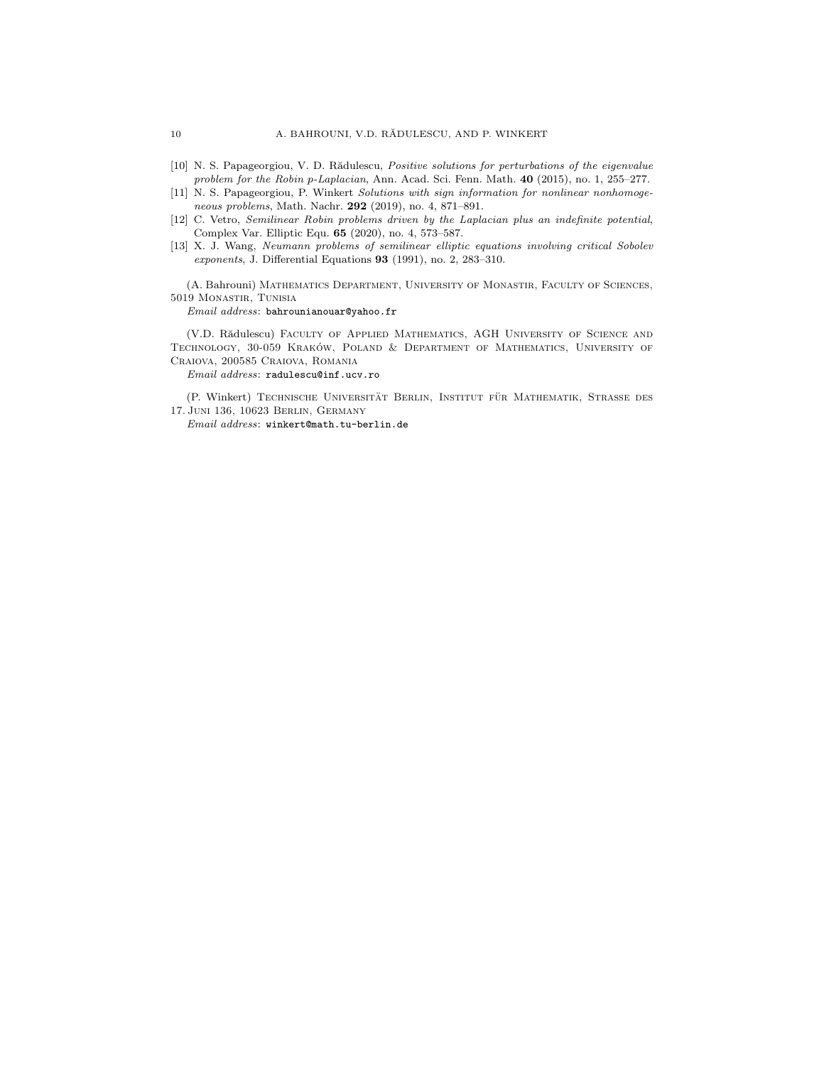[10] N. S. Papageorgiou, V. D. Rădulescu, *Positive solutions for perturbations of the eigenvalue problem for the Robin p-Laplacian*, Ann. Acad. Sci. Fenn. Math. **40** (2015), no. 1, 255–277.

[11] N. S. Papageorgiou, P. Winkert *Solutions with sign information for nonlinear nonhomogeneous problems*, Math. Nachr. **292** (2019), no. 4, 871–891.

[12] C. Vetro, *Semilinear Robin problems driven by the Laplacian plus an indefinite potential*, Complex Var. Elliptic Equ. **65** (2020), no. 4, 573–587.

[13] X. J. Wang, *Neumann problems of semilinear elliptic equations involving critical Sobolev exponents*, J. Differential Equations **93** (1991), no. 2, 283–310.

(A. Bahrouni) Mathematics Department, University of Monastir, Faculty of Sciences, 5019 Monastir, Tunisia

*Email address*: `bahrounianouar@yahoo.fr`

(V.D. Rădulescu) Faculty of Applied Mathematics, AGH University of Science and Technology, 30-059 Kraków, Poland & Department of Mathematics, University of Craiova, 200585 Craiova, Romania

*Email address*: `radulescu@inf.ucv.ro`

(P. Winkert) Technische Universität Berlin, Institut für Mathematik, Strasse des 17. Juni 136, 10623 Berlin, Germany

*Email address*: `winkert@math.tu-berlin.de`